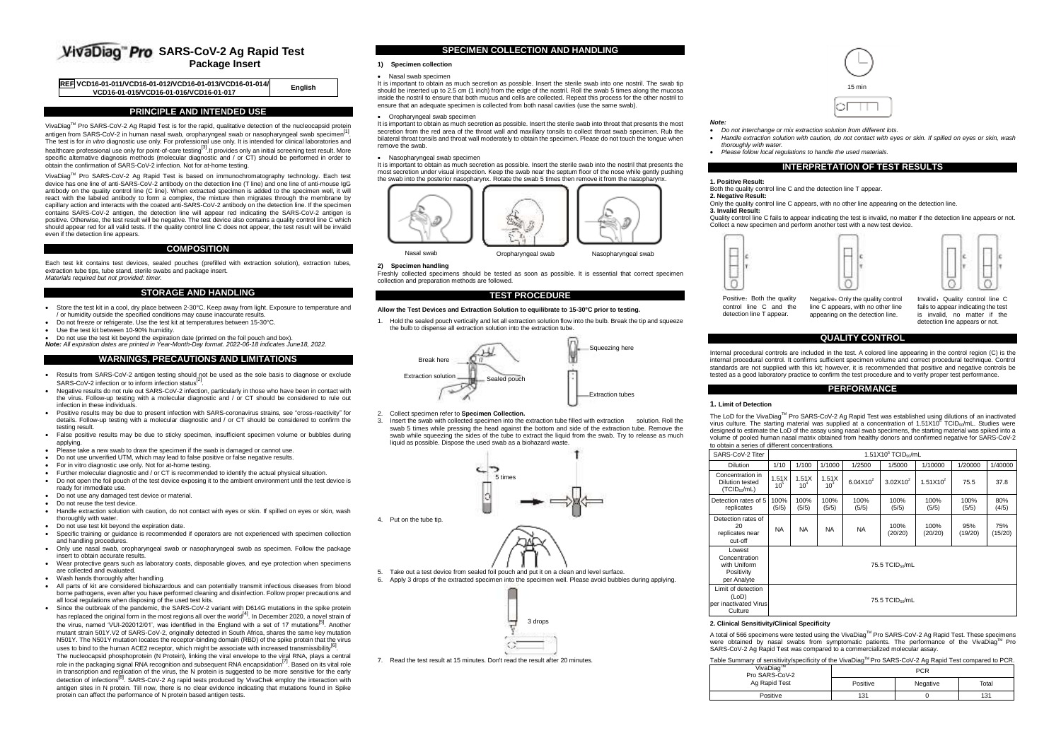# VivaDiag™ Pro SARS-CoV-2 Ag Rapid Test

## Package Insert

| REF VCD16-01-011/VCD16-01-012/VCD16-01-013/VCD16-01-014/ VCD16-01-015/VCD16-01-016/VCD16-01-017 | English |
|---|---|

## PRINCIPLE AND INTENDED USE

VivaDiag™ Pro SARS-CoV-2 Ag Rapid Test is for the rapid, qualitative detection of the nucleocapsid protein antigen from SARS-CoV-2 in human nasal swab, oropharyngeal swab or nasopharyngeal swab specimen[1]. The test is for *in vitro* diagnostic use only. For professional use only. It is intended for clinical laboratories and healthcare professional use only for point-of-care testing[3]. It provides only an initial screening test result. More specific alternative diagnosis methods (molecular diagnostic and / or CT) should be performed in order to obtain the confirmation of SARS-CoV-2 infection. Not for at-home testing.

VivaDiag™ Pro SARS-CoV-2 Ag Rapid Test is based on immunochromatography technology. Each test device has one line of anti-SARS-CoV-2 antibody on the detection line (T line) and one line of anti-mouse IgG antibody on the quality control line (C line). When extracted specimen is added to the specimen well, it will react with the labeled antibody to form a complex, the mixture then migrates through the membrane by capillary action and interacts with the coated anti-SARS-CoV-2 antibody on the detection line. If the specimen contains SARS-CoV-2 antigen, the detection line will appear red indicating the SARS-CoV-2 antigen is positive. Otherwise, the test result will be negative. The test device also contains a quality control line C which should appear red for all valid tests. If the quality control line C does not appear, the test result will be invalid even if the detection line appears.

## COMPOSITION

Each test kit contains test devices, sealed pouches (prefilled with extraction solution), extraction tubes, extraction tube tips, tube stand, sterile swabs and package insert.
*Materials required but not provided: timer.*

## STORAGE AND HANDLING

- Store the test kit in a cool, dry place between 2-30°C. Keep away from light. Exposure to temperature and / or humidity outside the specified conditions may cause inaccurate results.
- Do not freeze or refrigerate. Use the test kit at temperatures between 15-30°C.
- Use the test kit between 10-90% humidity.
- Do not use the test kit beyond the expiration date (printed on the foil pouch and box).

***Note:** All expiration dates are printed in Year-Month-Day format. 2022-06-18 indicates June18, 2022.*

## WARNINGS, PRECAUTIONS AND LIMITATIONS

- Results from SARS-CoV-2 antigen testing should not be used as the sole basis to diagnose or exclude SARS-CoV-2 infection or to inform infection status[2].
- Negative results do not rule out SARS-CoV-2 infection, particularly in those who have been in contact with the virus. Follow-up testing with a molecular diagnostic and / or CT should be considered to rule out infection in these individuals.
- Positive results may be due to present infection with SARS-coronavirus strains, see "cross-reactivity" for details. Follow-up testing with a molecular diagnostic and / or CT should be considered to confirm the testing result.
- False positive results may be due to sticky specimen, insufficient specimen volume or bubbles during applying.
- Please take a new swab to draw the specimen if the swab is damaged or cannot use.
- Do not use unverified UTM, which may lead to false positive or false negative results.
- For in vitro diagnostic use only. Not for at-home testing.
- Further molecular diagnostic and / or CT is recommended to identify the actual physical situation.
- Do not open the foil pouch of the test device exposing it to the ambient environment until the test device is ready for immediate use.
- Do not use any damaged test device or material.
- Do not reuse the test device.
- Handle extraction solution with caution, do not contact with eyes or skin. If spilled on eyes or skin, wash thoroughly with water.
- Do not use test kit beyond the expiration date.
- Specific training or guidance is recommended if operators are not experienced with specimen collection and handling procedures.
- Only use nasal swab, oropharyngeal swab or nasopharyngeal swab as specimen. Follow the package insert to obtain accurate results.
- Wear protective gears such as laboratory coats, disposable gloves, and eye protection when specimens are collected and evaluated.
- Wash hands thoroughly after handling.
- All parts of kit are considered biohazardous and can potentially transmit infectious diseases from blood borne pathogens, even after you have performed cleaning and disinfection. Follow proper precautions and all local regulations when disposing of the used test kits.
- Since the outbreak of the pandemic, the SARS-CoV-2 variant with D614G mutations in the spike protein has replaced the original form in the most regions all over the world[4]. In December 2020, a novel strain of the virus, named 'VUI-202012/01', was identified in the England with a set of 17 mutations[5]. Another mutant strain 501Y.V2 of SARS-CoV-2, originally detected in South Africa, shares the same key mutation N501Y. The N501Y mutation locates the receptor-binding domain (RBD) of the spike protein that the virus uses to bind to the human ACE2 receptor, which might be associate with increased transmissibility[6].
  The nucleocapsid phosphoprotein (N Protein), linking the viral envelope to the viral RNA, plays a central role in the packaging signal RNA recognition and subsequent RNA encapsidation[7]. Based on its vital role in transcription and replication of the virus, the N protein is suggested to be more sensitive for the early detection of infections[8]. SARS-CoV-2 Ag rapid tests produced by VivaChek employ the interaction with antigen sites in N protein. Till now, there is no clear evidence indicating that mutations found in Spike protein can affect the performance of N protein based antigen tests.

## SPECIMEN COLLECTION AND HANDLING

### 1) Specimen collection

- Nasal swab specimen

It is important to obtain as much secretion as possible. Insert the sterile swab into one nostril. The swab tip should be inserted up to 2.5 cm (1 inch) from the edge of the nostril. Roll the swab 5 times along the mucosa inside the nostril to ensure that both mucus and cells are collected. Repeat this process for the other nostril to ensure that an adequate specimen is collected from both nasal cavities (use the same swab).

- Oropharyngeal swab specimen

It is important to obtain as much secretion as possible. Insert the sterile swab into throat that presents the most secretion from the red area of the throat wall and maxillary tonsils to collect throat swab specimen. Rub the bilateral throat tonsils and throat wall moderately to obtain the specimen. Please do not touch the tongue when remove the swab.

- Nasopharyngeal swab specimen

It is important to obtain as much secretion as possible. Insert the sterile swab into the nostril that presents the most secretion under visual inspection. Keep the swab near the septum floor of the nose while gently pushing the swab into the posterior nasopharynx. Rotate the swab 5 times then remove it from the nasopharynx.

Nasal swab    Oropharyngeal swab    Nasopharyngeal swab

### 2) Specimen handling

Freshly collected specimens should be tested as soon as possible. It is essential that correct specimen collection and preparation methods are followed.

## TEST PROCEDURE

**Allow the Test Devices and Extraction Solution to equilibrate to 15-30°C prior to testing.**

1. Hold the sealed pouch vertically and let all extraction solution flow into the bulb. Break the tip and squeeze the bulb to dispense all extraction solution into the extraction tube.

   Break here / Extraction solution / Sealed pouch / Squeezing here / Extraction tubes

2. Collect specimen refer to **Specimen Collection.**
3. Insert the swab with collected specimen into the extraction tube filled with extraction solution. Roll the swab 5 times while pressing the head against the bottom and side of the extraction tube. Remove the swab while squeezing the sides of the tube to extract the liquid from the swab. Try to release as much liquid as possible. Dispose the used swab as a biohazard waste.

   5 times

4. Put on the tube tip.
5. Take out a test device from sealed foil pouch and put it on a clean and level surface.
6. Apply 3 drops of the extracted specimen into the specimen well. Please avoid bubbles during applying.

   3 drops

7. Read the test result at 15 minutes. Don't read the result after 20 minutes.

   15 min

***Note:***

- *Do not interchange or mix extraction solution from different lots.*
- *Handle extraction solution with caution, do not contact with eyes or skin. If spilled on eyes or skin, wash thoroughly with water.*
- *Please follow local regulations to handle the used materials.*

## INTERPRETATION OF TEST RESULTS

**1. Positive Result:**
Both the quality control line C and the detection line T appear.

**2. Negative Result:**
Only the quality control line C appears, with no other line appearing on the detection line.

**3. Invalid Result:**
Quality control line C fails to appear indicating the test is invalid, no matter if the detection line appears or not. Collect a new specimen and perform another test with a new test device.

Positive：Both the quality control line C and the detection line T appear.

Negative：Only the quality control line C appears, with no other line appearing on the detection line.

Invalid：Quality control line C fails to appear indicating the test is invalid, no matter if the detection line appears or not.

## QUALITY CONTROL

Internal procedural controls are included in the test. A colored line appearing in the control region (C) is the internal procedural control. It confirms sufficient specimen volume and correct procedural technique. Control standards are not supplied with this kit; however, it is recommended that positive and negative controls be tested as a good laboratory practice to confirm the test procedure and to verify proper test performance.

## PERFORMANCE

### 1. Limit of Detection

The LoD for the VivaDiag™ Pro SARS-CoV-2 Ag Rapid Test was established using dilutions of an inactivated virus culture. The starting material was supplied at a concentration of $1.51X10^6$ $TCID_{50}$/mL. Studies were designed to estimate the LoD of the assay using nasal swab specimens, the starting material was spiked into a volume of pooled human nasal matrix obtained from healthy donors and confirmed negative for SARS-CoV-2 to obtain a series of different concentrations.

| SARS-CoV-2 Titer | $1.51X10^6$ $TCID_{50}$/mL | | | | | | | |
|---|---|---|---|---|---|---|---|---|
| Dilution | 1/10 | 1/100 | 1/1000 | 1/2500 | 1/5000 | 1/10000 | 1/20000 | 1/40000 |
| Concentration in Dilution tested ($TCID_{50}$/mL) | $1.51X10^5$ | $1.51X10^4$ | $1.51X10^3$ | $6.04X10^2$ | $3.02X10^2$ | $1.51X10^2$ | 75.5 | 37.8 |
| Detection rates of 5 replicates | 100% (5/5) | 100% (5/5) | 100% (5/5) | 100% (5/5) | 100% (5/5) | 100% (5/5) | 100% (5/5) | 80% (4/5) |
| Detection rates of 20 replicates near cut-off | NA | NA | NA | NA | 100% (20/20) | 100% (20/20) | 95% (19/20) | 75% (15/20) |
| Lowest Concentration with Uniform Positivity per Analyte | 75.5 $TCID_{50}$/mL | | | | | | | |
| Limit of detection (LoD) per inactivated Virus Culture | 75.5 $TCID_{50}$/mL | | | | | | | |

### 2. Clinical Sensitivity/Clinical Specificity

A total of 566 specimens were tested using the VivaDiag™ Pro SARS-CoV-2 Ag Rapid Test. These specimens were obtained by nasal swabs from symptomatic patients. The performance of the VivaDiag™ Pro SARS-CoV-2 Ag Rapid Test was compared to a commercialized molecular assay.

Table Summary of sensitivity/specificity of the VivaDiag™ Pro SARS-CoV-2 Ag Rapid Test compared to PCR.

| VivaDiag™ Pro SARS-CoV-2 Ag Rapid Test | PCR | | |
|---|---|---|---|
| | Positive | Negative | Total |
| Positive | 131 | 0 | 131 |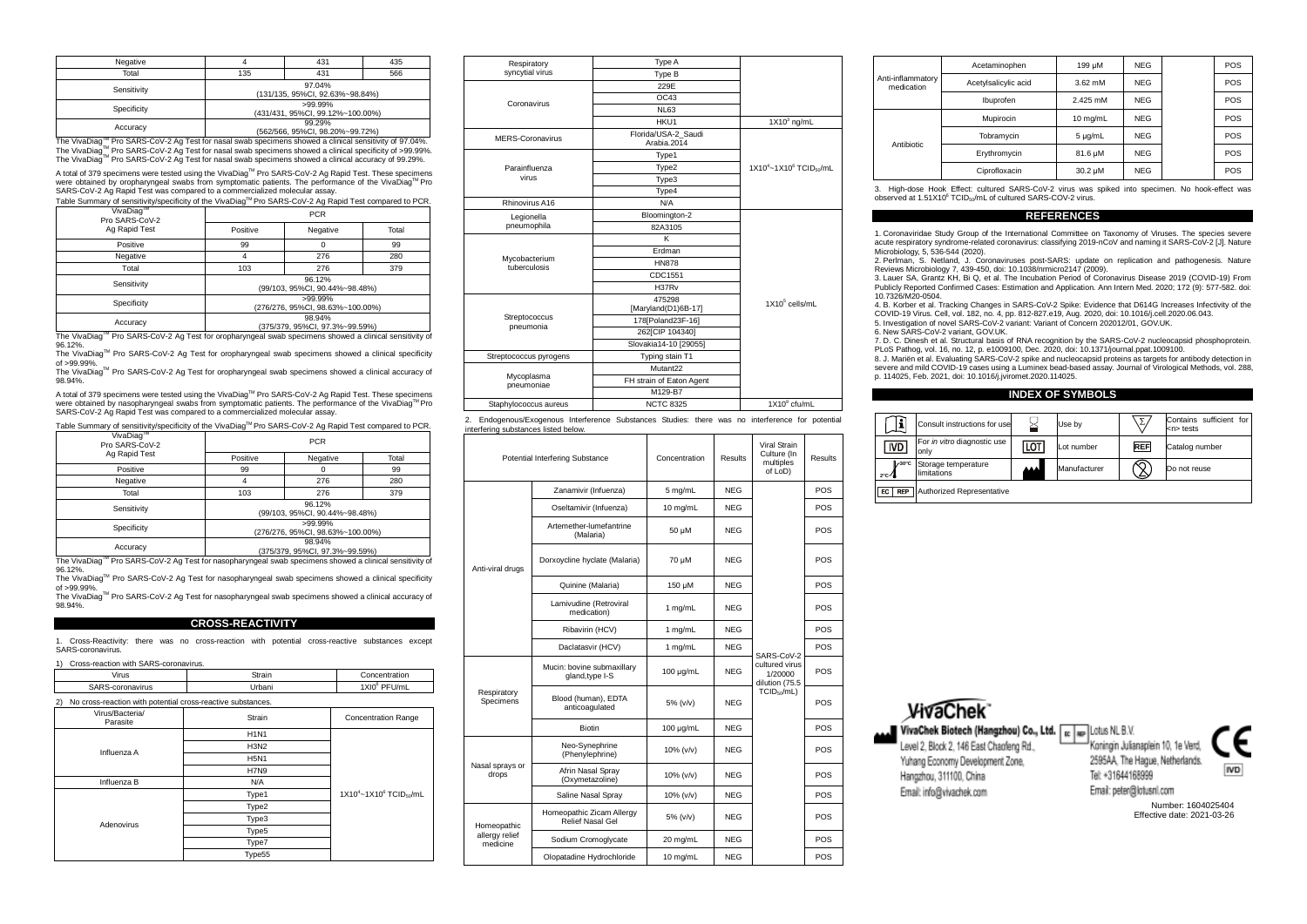| Negative | 4 | 431 | 435 |
|---|---|---|---|
| Total | 135 | 431 | 566 |
| Sensitivity | 97.04% (131/135, 95%CI, 92.63%~98.84%) | | |
| Specificity | >99.99% (431/431, 95%CI, 99.12%~100.00%) | | |
| Accuracy | 99.29% (562/566, 95%CI, 98.20%~99.72%) | | |

The VivaDiag™ Pro SARS-CoV-2 Ag Test for nasal swab specimens showed a clinical sensitivity of 97.04%.
The VivaDiag™ Pro SARS-CoV-2 Ag Test for nasal swab specimens showed a clinical specificity of >99.99%.
The VivaDiag™ Pro SARS-CoV-2 Ag Test for nasal swab specimens showed a clinical accuracy of 99.29%.

A total of 379 specimens were tested using the VivaDiag™ Pro SARS-CoV-2 Ag Rapid Test. These specimens were obtained by oropharyngeal swabs from symptomatic patients. The performance of the VivaDiag™ Pro SARS-CoV-2 Ag Rapid Test was compared to a commercialized molecular assay.

Table Summary of sensitivity/specificity of the VivaDiag™ Pro SARS-CoV-2 Ag Rapid Test compared to PCR.

| VivaDiag™ Pro SARS-CoV-2 Ag Rapid Test | PCR | | |
|---|---|---|---|
| | Positive | Negative | Total |
| Positive | 99 | 0 | 99 |
| Negative | 4 | 276 | 280 |
| Total | 103 | 276 | 379 |
| Sensitivity | 96.12% (99/103, 95%CI, 90.44%~98.48%) | | |
| Specificity | >99.99% (276/276, 95%CI, 98.63%~100.00%) | | |
| Accuracy | 98.94% (375/379, 95%CI, 97.3%~99.59%) | | |

The VivaDiag™ Pro SARS-CoV-2 Ag Test for oropharyngeal swab specimens showed a clinical sensitivity of 96.12%.
The VivaDiag™ Pro SARS-CoV-2 Ag Test for oropharyngeal swab specimens showed a clinical specificity of >99.99%.
The VivaDiag™ Pro SARS-CoV-2 Ag Test for oropharyngeal swab specimens showed a clinical accuracy of 98.94%.

A total of 379 specimens were tested using the VivaDiag™ Pro SARS-CoV-2 Ag Rapid Test. These specimens were obtained by nasopharyngeal swabs from symptomatic patients. The performance of the VivaDiag™ Pro SARS-CoV-2 Ag Rapid Test was compared to a commercialized molecular assay.

Table Summary of sensitivity/specificity of the VivaDiag™ Pro SARS-CoV-2 Ag Rapid Test compared to PCR.

| VivaDiag™ Pro SARS-CoV-2 Ag Rapid Test | PCR | | |
|---|---|---|---|
| | Positive | Negative | Total |
| Positive | 99 | 0 | 99 |
| Negative | 4 | 276 | 280 |
| Total | 103 | 276 | 379 |
| Sensitivity | 96.12% (99/103, 95%CI, 90.44%~98.48%) | | |
| Specificity | >99.99% (276/276, 95%CI, 98.63%~100.00%) | | |
| Accuracy | 98.94% (375/379, 95%CI, 97.3%~99.59%) | | |

The VivaDiag™ Pro SARS-CoV-2 Ag Test for nasopharyngeal swab specimens showed a clinical sensitivity of 96.12%.
The VivaDiag™ Pro SARS-CoV-2 Ag Test for nasopharyngeal swab specimens showed a clinical specificity of >99.99%.
The VivaDiag™ Pro SARS-CoV-2 Ag Test for nasopharyngeal swab specimens showed a clinical accuracy of 98.94%.

## CROSS-REACTIVITY

1. Cross-Reactivity: there was no cross-reaction with potential cross-reactive substances except SARS-coronavirus.

1) Cross-reaction with SARS-coronavirus.

| Virus | Strain | Concentration |
|---|---|---|
| SARS-coronavirus | Urbani | $1X10^5$ PFU/mL |

2) No cross-reaction with potential cross-reactive substances.

| Virus/Bacteria/ Parasite | Strain | Concentration Range |
|---|---|---|
| Influenza A | H1N1 | $1X10^4$~$1X10^6$ $TCID_{50}$/mL |
| | H3N2 | |
| | H5N1 | |
| | H7N9 | |
| Influenza B | N/A | |
| Adenovirus | Type1 | |
| | Type2 | |
| | Type3 | |
| | Type5 | |
| | Type7 | |
| | Type55 | |
| Respiratory syncytial virus | Type A | |
| | Type B | |
| Coronavirus | 229E | |
| | OC43 | |
| | NL63 | |
| | HKU1 | $1X10^3$ ng/mL |
| MERS-Coronavirus | Florida/USA-2_Saudi Arabia.2014 | $1X10^4$~$1X10^6$ $TCID_{50}$/mL |
| Parainfluenza virus | Type1 | |
| | Type2 | |
| | Type3 | |
| | Type4 | |
| Rhinovirus A16 | N/A | |
| Legionella pneumophila | Bloomington-2 | $1X10^5$ cells/mL |
| | 82A3105 | |
| Mycobacterium tuberculosis | K | |
| | Erdman | |
| | HN878 | |
| | CDC1551 | |
| | H37Rv | |
| Streptococcus pneumonia | 475298 [Maryland(D1)6B-17] | |
| | 178[Poland23F-16] | |
| | 262[CIP 104340] | |
| | Slovakia14-10 [29055] | |
| Streptococcus pyrogens | Typing stain T1 | |
| Mycoplasma pneumoniae | Mutant22 | |
| | FH strain of Eaton Agent | |
| | M129-B7 | |
| Staphylococcus aureus | NCTC 8325 | $1X10^9$ cfu/mL |

2. Endogenous/Exogenous Interference Substances Studies: there was no interference for potential interfering substances listed below.

| Potential Interfering Substance | | Concentration | Results | Viral Strain Culture (In multiples of LoD) | Results |
|---|---|---|---|---|---|
| Anti-viral drugs | Zanamivir (Influenza) | 5 mg/mL | NEG | SARS-CoV-2 cultured virus 1/20000 dilution (75.5 $TCID_{50}$/mL) | POS |
| | Oseltamivir (Influenza) | 10 mg/mL | NEG | | POS |
| | Artemether-lumefantrine (Malaria) | 50 μM | NEG | | POS |
| | Dorxoycline hyclate (Malaria) | 70 μM | NEG | | POS |
| | Quinine (Malaria) | 150 μM | NEG | | POS |
| | Lamivudine (Retroviral medication) | 1 mg/mL | NEG | | POS |
| | Ribavirin (HCV) | 1 mg/mL | NEG | | POS |
| | Daclatasvir (HCV) | 1 mg/mL | NEG | | POS |
| Respiratory Specimens | Mucin: bovine submaxillary gland,type I-S | 100 μg/mL | NEG | | POS |
| | Blood (human), EDTA anticoagulated | 5% (v/v) | NEG | | POS |
| | Biotin | 100 μg/mL | NEG | | POS |
| Nasal sprays or drops | Neo-Synephrine (Phenylephrine) | 10% (v/v) | NEG | | POS |
| | Afrin Nasal Spray (Oxymetazoline) | 10% (v/v) | NEG | | POS |
| | Saline Nasal Spray | 10% (v/v) | NEG | | POS |
| Homeopathic allergy relief medicine | Homeopathic Zicam Allergy Relief Nasal Gel | 5% (v/v) | NEG | | POS |
| | Sodium Cromoglycate | 20 mg/mL | NEG | | POS |
| | Olopatadine Hydrochloride | 10 mg/mL | NEG | | POS |
| Anti-inflammatory medication | Acetaminophen | 199 μM | NEG | | POS |
| | Acetylsalicylic acid | 3.62 mM | NEG | | POS |
| | Ibuprofen | 2.425 mM | NEG | | POS |
| Antibiotic | Mupirocin | 10 mg/mL | NEG | | POS |
| | Tobramycin | 5 μg/mL | NEG | | POS |
| | Erythromycin | 81.6 μM | NEG | | POS |
| | Ciprofloxacin | 30.2 μM | NEG | | POS |

3. High-dose Hook Effect: cultured SARS-CoV-2 virus was spiked into specimen. No hook-effect was observed at $1.51X10^6$ $TCID_{50}$/mL of cultured SARS-COV-2 virus.

## REFERENCES

1. Coronaviridae Study Group of the International Committee on Taxonomy of Viruses. The species severe acute respiratory syndrome-related coronavirus: classifying 2019-nCoV and naming it SARS-CoV-2 [J]. Nature Microbiology, 5, 536-544 (2020).
2. Perlman, S. Netland, J. Coronaviruses post-SARS: update on replication and pathogenesis. Nature Reviews Microbiology 7, 439-450, doi: 10.1038/nrmicro2147 (2009).
3. Lauer SA, Grantz KH, Bi Q, et al. The Incubation Period of Coronavirus Disease 2019 (COVID-19) From Publicly Reported Confirmed Cases: Estimation and Application. Ann Intern Med. 2020; 172 (9): 577-582. doi: 10.7326/M20-0504.
4. B. Korber et al. Tracking Changes in SARS-CoV-2 Spike: Evidence that D614G Increases Infectivity of the COVID-19 Virus. Cell, vol. 182, no. 4, pp. 812-827.e19, Aug. 2020, doi: 10.1016/j.cell.2020.06.043.
5. Investigation of novel SARS-CoV-2 variant: Variant of Concern 202012/01, GOV.UK.
6. New SARS-CoV-2 variant, GOV.UK.
7. D. C. Dinesh et al. Structural basis of RNA recognition by the SARS-CoV-2 nucleocapsid phosphoprotein. PLoS Pathog, vol. 16, no. 12, p. e1009100, Dec. 2020, doi: 10.1371/journal.ppat.1009100.
8. J. Mariën et al. Evaluating SARS-CoV-2 spike and nucleocapsid proteins as targets for antibody detection in severe and mild COVID-19 cases using a Luminex bead-based assay. Journal of Virological Methods, vol. 288, p. 114025, Feb. 2021, doi: 10.1016/j.jviromet.2020.114025.

## INDEX OF SYMBOLS

| | | | | | |
|---|---|---|---|---|---|
| i | Consult instructions for use | | Use by | Σ | Contains sufficient for <n> tests |
| IVD | For *in vitro* diagnostic use only | LOT | Lot number | REF | Catalog number |
| 2°C–30°C | Storage temperature limitations | | Manufacturer | | Do not reuse |
| EC REP | Authorized Representative | | | | |

VivaChek™

VivaChek Biotech (Hangzhou) Co., Ltd.
Level 2, Block 2, 146 East Chaofeng Rd.,
Yuhang Economy Development Zone,
Hangzhou, 311100, China
Email: info@vivachek.com

EC REP Lotus NL B.V.
Koningin Julianaplein 10, 1e Verd,
2595AA, The Hague, Netherlands.
Tel: +31644168999
Email: peter@lotusnl.com

CE IVD

Number: 1604025404
Effective date: 2021-03-26